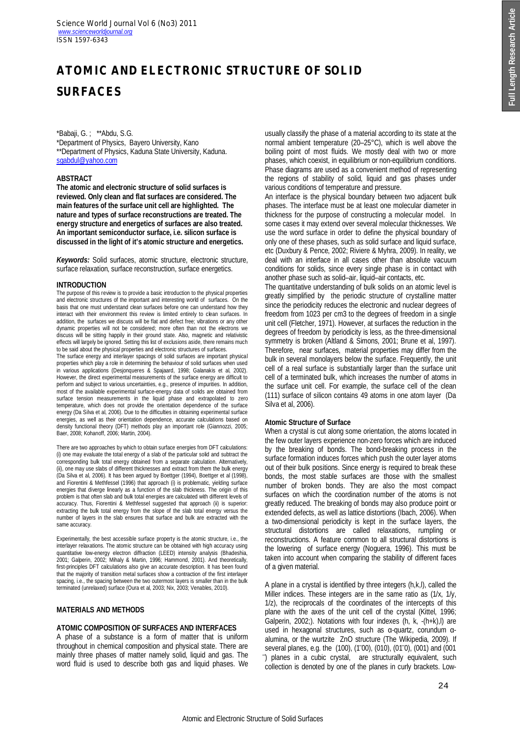# ATOMIC AND ELECTRONIC STRUCTURE OF SOLID SURFACES

*Babaji, G. ; **Abdu, S.G.
*Department of Physics, Bayero University, Kano
**Department of Physics, Kaduna State University, Kaduna.
sgabdul@yahoo.com

## ABSTRACT

**The atomic and electronic structure of solid surfaces is reviewed. Only clean and flat surfaces are considered. The main features of the surface unit cell are highlighted. The nature and types of surface reconstructions are treated. The energy structure and energetics of surfaces are also treated. An important semiconductor surface, i.e. silicon surface is discussed in the light of it's atomic structure and energetics.**

***Keywords:*** Solid surfaces, atomic structure, electronic structure, surface relaxation, surface reconstruction, surface energetics.

## INTRODUCTION

The purpose of this review is to provide a basic introduction to the physical properties and electronic structures of the important and interesting world of surfaces. On the basis that one must understand clean surfaces before one can understand how they interact with their environment this review is limited entirely to clean surfaces. In addition, the surfaces we discuss will be flat and defect free; vibrations or any other dynamic properties will not be considered; more often than not the electrons we discuss will be sitting happily in their ground state. Also, magnetic and relativistic effects will largely be ignored. Setting this list of exclusions aside, there remains much to be said about the physical properties and electronic structures of surfaces.

The surface energy and interlayer spacings of solid surfaces are important physical properties which play a role in determining the behaviour of solid surfaces when used in various applications (Desjonqueres & Spajaard, 1998; Galanakis et al, 2002). However, the direct experimental measurements of the surface energy are difficult to perform and subject to various uncertainties, e.g., presence of impurities. In addition, most of the available experimental surface-energy data of solids are obtained from surface tension measurements in the liquid phase and extrapolated to zero temperature, which does not provide the orientation dependence of the surface energy (Da Silva et al, 2006). Due to the difficulties in obtaining experimental surface energies, as well as their orientation dependence, accurate calculations based on density functional theory (DFT) methods play an important role (Giannozzi, 2005; Baer, 2008; Kohanoff, 2006; Martin, 2004).

There are two approaches by which to obtain surface energies from DFT calculations: (i) one may evaluate the total energy of a slab of the particular solid and subtract the corresponding bulk total energy obtained from a separate calculation. Alternatively, (ii), one may use slabs of different thicknesses and extract from them the bulk energy (Da Silva et al, 2006). It has been argued by Boettger (1994), Boettger et al (1998), and Fiorentini & Methfessel (1996) that approach (i) is problematic, yielding surface energies that diverge linearly as a function of the slab thickness. The origin of this problem is that often slab and bulk total energies are calculated with different levels of accuracy. Thus, Fiorentini & Methfessel suggested that approach (ii) is superior: extracting the bulk total energy from the slope of the slab total energy versus the number of layers in the slab ensures that surface and bulk are extracted with the same accuracy.

Experimentally, the best accessible surface property is the atomic structure, i.e., the interlayer relaxations. The atomic structure can be obtained with high accuracy using quantitative low-energy electron diffraction (LEED) intensity analysis (Bhadeshia, 2001; Galperin, 2002; Mihaly & Martin, 1996; Hammond, 2001). And theoretically, first-principles DFT calculations also give an accurate description. It has been found that the majority of transition metal surfaces show a contraction of the first interlayer spacing, i.e., the spacing between the two outermost layers is smaller than in the bulk terminated (unrelaxed) surface (Oura et al, 2003; Nix, 2003; Venables, 2010).

## MATERIALS AND METHODS

### ATOMIC COMPOSITION OF SURFACES AND INTERFACES

A phase of a substance is a form of matter that is uniform throughout in chemical composition and physical state. There are mainly three phases of matter namely solid, liquid and gas. The word fluid is used to describe both gas and liquid phases. We usually classify the phase of a material according to its state at the normal ambient temperature (20–25°C), which is well above the boiling point of most fluids. We mostly deal with two or more phases, which coexist, in equilibrium or non-equilibrium conditions. Phase diagrams are used as a convenient method of representing the regions of stability of solid, liquid and gas phases under various conditions of temperature and pressure.

An interface is the physical boundary between two adjacent bulk phases. The interface must be at least one molecular diameter in thickness for the purpose of constructing a molecular model. In some cases it may extend over several molecular thicknesses. We use the word surface in order to define the physical boundary of only one of these phases, such as solid surface and liquid surface, etc (Duxbury & Pence, 2002; Riviere & Myhra, 2009). In reality, we deal with an interface in all cases other than absolute vacuum conditions for solids, since every single phase is in contact with another phase such as solid–air, liquid–air contacts, etc.

The quantitative understanding of bulk solids on an atomic level is greatly simplified by the periodic structure of crystalline matter since the periodicity reduces the electronic and nuclear degrees of freedom from 1023 per cm3 to the degrees of freedom in a single unit cell (Fletcher, 1971). However, at surfaces the reduction in the degrees of freedom by periodicity is less, as the three-dimensional symmetry is broken (Altland & Simons, 2001; Brune et al, 1997). Therefore, near surfaces, material properties may differ from the bulk in several monolayers below the surface. Frequently, the unit cell of a real surface is substantially larger than the surface unit cell of a terminated bulk, which increases the number of atoms in the surface unit cell. For example, the surface cell of the clean (111) surface of silicon contains 49 atoms in one atom layer (Da Silva et al, 2006).

### Atomic Structure of Surface

When a crystal is cut along some orientation, the atoms located in the few outer layers experience non-zero forces which are induced by the breaking of bonds. The bond-breaking process in the surface formation induces forces which push the outer layer atoms out of their bulk positions. Since energy is required to break these bonds, the most stable surfaces are those with the smallest number of broken bonds. They are also the most compact surfaces on which the coordination number of the atoms is not greatly reduced. The breaking of bonds may also produce point or extended defects, as well as lattice distortions (Ibach, 2006). When a two-dimensional periodicity is kept in the surface layers, the structural distortions are called relaxations, rumpling or reconstructions. A feature common to all structural distortions is the lowering of surface energy (Noguera, 1996). This must be taken into account when comparing the stability of different faces of a given material.

A plane in a crystal is identified by three integers (h,k,l), called the Miller indices. These integers are in the same ratio as (1/x, 1/y, 1/z), the reciprocals of the coordinates of the intercepts of this plane with the axes of the unit cell of the crystal (Kittel, 1996; Galperin, 2002;). Notations with four indexes (h, k, -(h+k),l) are used in hexagonal structures, such as α-quartz, corundum α-alumina, or the wurtzite ZnO structure (The Wikipedia, 2009). If several planes, e.g. the (100), ($\bar{1}$00), (010), (0$\bar{1}$0), (001) and (00$\bar{1}$) planes in a cubic crystal, are structurally equivalent, such collection is denoted by one of the planes in curly brackets. Low-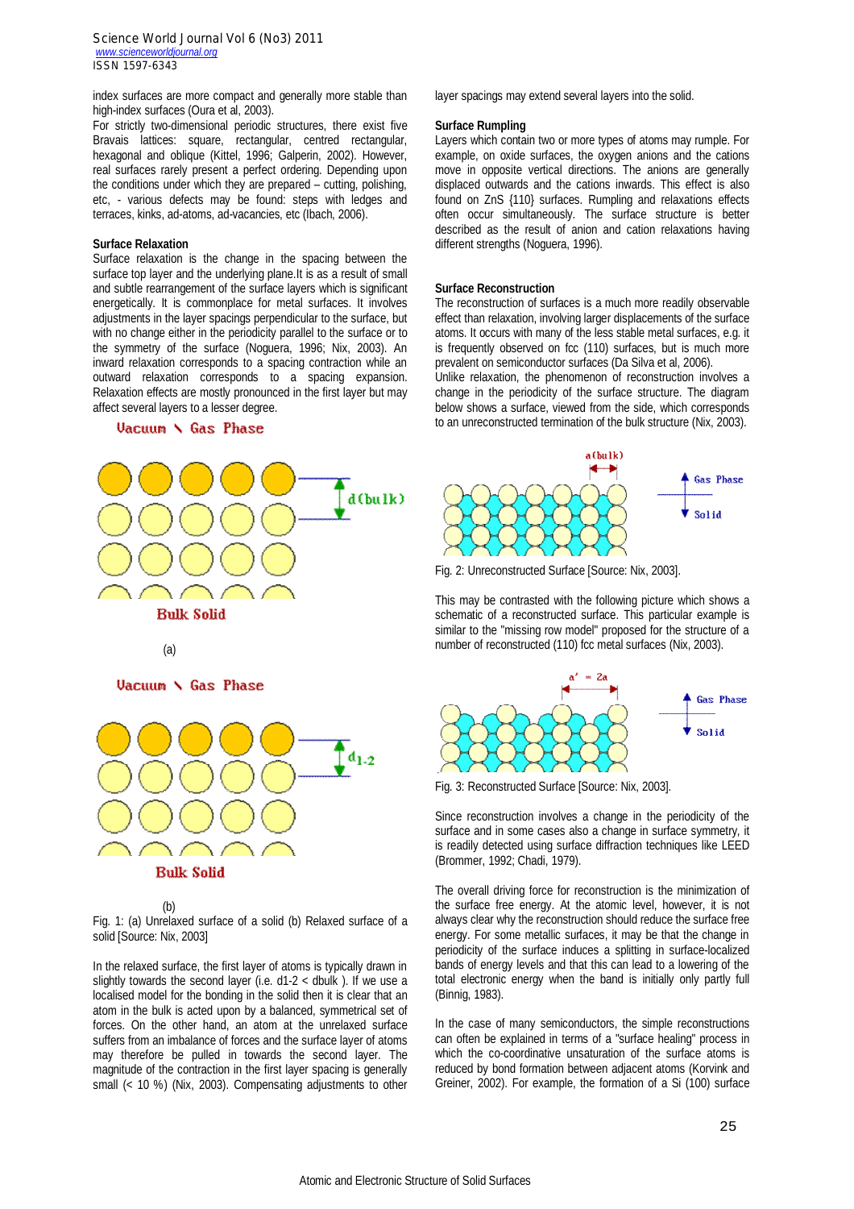index surfaces are more compact and generally more stable than high-index surfaces (Oura et al, 2003).

For strictly two-dimensional periodic structures, there exist five Bravais lattices: square, rectangular, centred rectangular, hexagonal and oblique (Kittel, 1996; Galperin, 2002). However, real surfaces rarely present a perfect ordering. Depending upon the conditions under which they are prepared – cutting, polishing, etc, - various defects may be found: steps with ledges and terraces, kinks, ad-atoms, ad-vacancies, etc (Ibach, 2006).

**Surface Relaxation**

Surface relaxation is the change in the spacing between the surface top layer and the underlying plane.It is as a result of small and subtle rearrangement of the surface layers which is significant energetically. It is commonplace for metal surfaces. It involves adjustments in the layer spacings perpendicular to the surface, but with no change either in the periodicity parallel to the surface or to the symmetry of the surface (Noguera, 1996; Nix, 2003). An inward relaxation corresponds to a spacing contraction while an outward relaxation corresponds to a spacing expansion. Relaxation effects are mostly pronounced in the first layer but may affect several layers to a lesser degree.

(a)

(b)

Fig. 1: (a) Unrelaxed surface of a solid (b) Relaxed surface of a solid [Source: Nix, 2003]

In the relaxed surface, the first layer of atoms is typically drawn in slightly towards the second layer (i.e. $d_{1-2} < d_{bulk}$ ). If we use a localised model for the bonding in the solid then it is clear that an atom in the bulk is acted upon by a balanced, symmetrical set of forces. On the other hand, an atom at the unrelaxed surface suffers from an imbalance of forces and the surface layer of atoms may therefore be pulled in towards the second layer. The magnitude of the contraction in the first layer spacing is generally small (< 10 %) (Nix, 2003). Compensating adjustments to other layer spacings may extend several layers into the solid.

**Surface Rumpling**

Layers which contain two or more types of atoms may rumple. For example, on oxide surfaces, the oxygen anions and the cations move in opposite vertical directions. The anions are generally displaced outwards and the cations inwards. This effect is also found on ZnS {110} surfaces. Rumpling and relaxations effects often occur simultaneously. The surface structure is better described as the result of anion and cation relaxations having different strengths (Noguera, 1996).

**Surface Reconstruction**

The reconstruction of surfaces is a much more readily observable effect than relaxation, involving larger displacements of the surface atoms. It occurs with many of the less stable metal surfaces, e.g. it is frequently observed on fcc (110) surfaces, but is much more prevalent on semiconductor surfaces (Da Silva et al, 2006).

Unlike relaxation, the phenomenon of reconstruction involves a change in the periodicity of the surface structure. The diagram below shows a surface, viewed from the side, which corresponds to an unreconstructed termination of the bulk structure (Nix, 2003).

Fig. 2: Unreconstructed Surface [Source: Nix, 2003].

This may be contrasted with the following picture which shows a schematic of a reconstructed surface. This particular example is similar to the "missing row model" proposed for the structure of a number of reconstructed (110) fcc metal surfaces (Nix, 2003).

Fig. 3: Reconstructed Surface [Source: Nix, 2003].

Since reconstruction involves a change in the periodicity of the surface and in some cases also a change in surface symmetry, it is readily detected using surface diffraction techniques like LEED (Brommer, 1992; Chadi, 1979).

The overall driving force for reconstruction is the minimization of the surface free energy. At the atomic level, however, it is not always clear why the reconstruction should reduce the surface free energy. For some metallic surfaces, it may be that the change in periodicity of the surface induces a splitting in surface-localized bands of energy levels and that this can lead to a lowering of the total electronic energy when the band is initially only partly full (Binnig, 1983).

In the case of many semiconductors, the simple reconstructions can often be explained in terms of a "surface healing" process in which the co-coordinative unsaturation of the surface atoms is reduced by bond formation between adjacent atoms (Korvink and Greiner, 2002). For example, the formation of a Si (100) surface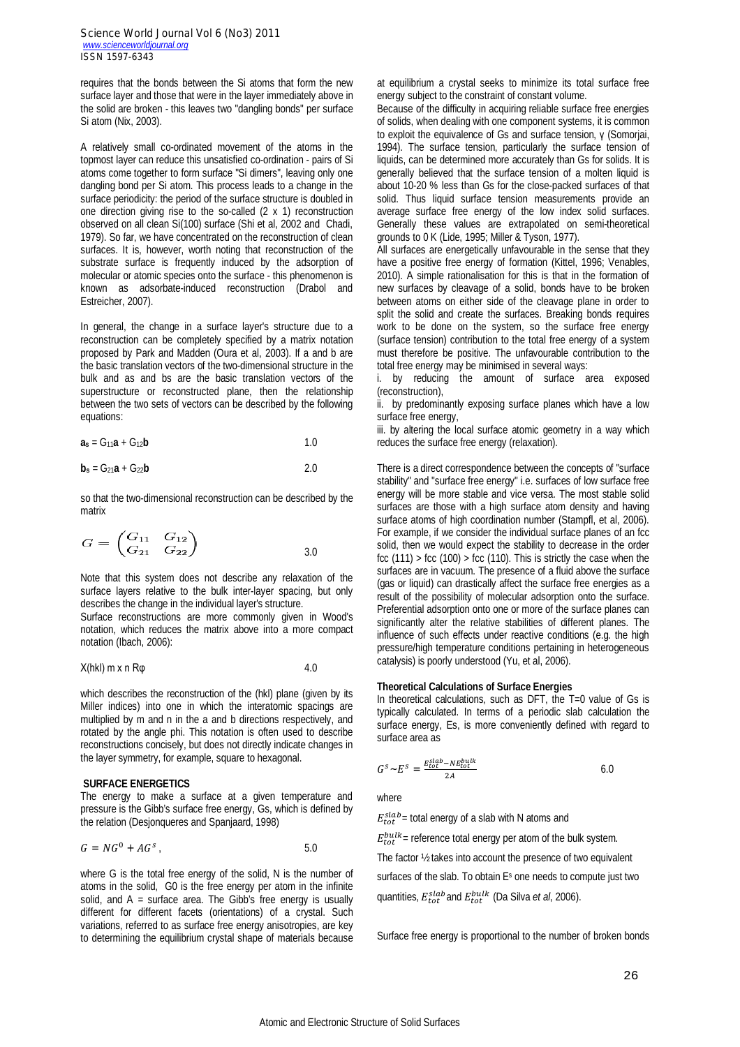requires that the bonds between the Si atoms that form the new surface layer and those that were in the layer immediately above in the solid are broken - this leaves two "dangling bonds" per surface Si atom (Nix, 2003).

A relatively small co-ordinated movement of the atoms in the topmost layer can reduce this unsatisfied co-ordination - pairs of Si atoms come together to form surface "Si dimers", leaving only one dangling bond per Si atom. This process leads to a change in the surface periodicity: the period of the surface structure is doubled in one direction giving rise to the so-called (2 x 1) reconstruction observed on all clean Si(100) surface (Shi et al, 2002 and Chadi, 1979). So far, we have concentrated on the reconstruction of clean surfaces. It is, however, worth noting that reconstruction of the substrate surface is frequently induced by the adsorption of molecular or atomic species onto the surface - this phenomenon is known as adsorbate-induced reconstruction (Drabol and Estreicher, 2007).

In general, the change in a surface layer's structure due to a reconstruction can be completely specified by a matrix notation proposed by Park and Madden (Oura et al, 2003). If a and b are the basic translation vectors of the two-dimensional structure in the bulk and as and bs are the basic translation vectors of the superstructure or reconstructed plane, then the relationship between the two sets of vectors can be described by the following equations:

$$\mathbf{a}_s = G_{11}\mathbf{a} + G_{12}\mathbf{b} \qquad 1.0$$

$$\mathbf{b}_s = G_{21}\mathbf{a} + G_{22}\mathbf{b} \qquad 2.0$$

so that the two-dimensional reconstruction can be described by the matrix

$$G = \begin{pmatrix} G_{11} & G_{12} \\ G_{21} & G_{22} \end{pmatrix} \qquad 3.0$$

Note that this system does not describe any relaxation of the surface layers relative to the bulk inter-layer spacing, but only describes the change in the individual layer's structure.

Surface reconstructions are more commonly given in Wood's notation, which reduces the matrix above into a more compact notation (Ibach, 2006):

$$X(hkl)\ m \times n\ R\varphi \qquad 4.0$$

which describes the reconstruction of the (hkl) plane (given by its Miller indices) into one in which the interatomic spacings are multiplied by m and n in the a and b directions respectively, and rotated by the angle phi. This notation is often used to describe reconstructions concisely, but does not directly indicate changes in the layer symmetry, for example, square to hexagonal.

## SURFACE ENERGETICS

The energy to make a surface at a given temperature and pressure is the Gibb's surface free energy, Gs, which is defined by the relation (Desjonqueres and Spanjaard, 1998)

$$G = NG^0 + AG^s, \qquad 5.0$$

where G is the total free energy of the solid, N is the number of atoms in the solid, G0 is the free energy per atom in the infinite solid, and A = surface area. The Gibb's free energy is usually different for different facets (orientations) of a crystal. Such variations, referred to as surface free energy anisotropies, are key to determining the equilibrium crystal shape of materials because at equilibrium a crystal seeks to minimize its total surface free energy subject to the constraint of constant volume.

Because of the difficulty in acquiring reliable surface free energies of solids, when dealing with one component systems, it is common to exploit the equivalence of Gs and surface tension, γ (Somorjai, 1994). The surface tension, particularly the surface tension of liquids, can be determined more accurately than Gs for solids. It is generally believed that the surface tension of a molten liquid is about 10-20 % less than Gs for the close-packed surfaces of that solid. Thus liquid surface tension measurements provide an average surface free energy of the low index solid surfaces. Generally these values are extrapolated on semi-theoretical grounds to 0 K (Lide, 1995; Miller & Tyson, 1977).

All surfaces are energetically unfavourable in the sense that they have a positive free energy of formation (Kittel, 1996; Venables, 2010). A simple rationalisation for this is that in the formation of new surfaces by cleavage of a solid, bonds have to be broken between atoms on either side of the cleavage plane in order to split the solid and create the surfaces. Breaking bonds requires work to be done on the system, so the surface free energy (surface tension) contribution to the total free energy of a system must therefore be positive. The unfavourable contribution to the total free energy may be minimised in several ways:

i. by reducing the amount of surface area exposed (reconstruction),

ii. by predominantly exposing surface planes which have a low surface free energy,

iii. by altering the local surface atomic geometry in a way which reduces the surface free energy (relaxation).

There is a direct correspondence between the concepts of "surface stability" and "surface free energy" i.e. surfaces of low surface free energy will be more stable and vice versa. The most stable solid surfaces are those with a high surface atom density and having surface atoms of high coordination number (Stampfl, et al, 2006). For example, if we consider the individual surface planes of an fcc solid, then we would expect the stability to decrease in the order fcc (111) > fcc (100) > fcc (110). This is strictly the case when the surfaces are in vacuum. The presence of a fluid above the surface (gas or liquid) can drastically affect the surface free energies as a result of the possibility of molecular adsorption onto the surface. Preferential adsorption onto one or more of the surface planes can significantly alter the relative stabilities of different planes. The influence of such effects under reactive conditions (e.g. the high pressure/high temperature conditions pertaining in heterogeneous catalysis) is poorly understood (Yu, et al, 2006).

### Theoretical Calculations of Surface Energies

In theoretical calculations, such as DFT, the T=0 value of Gs is typically calculated. In terms of a periodic slab calculation the surface energy, Es, is more conveniently defined with regard to surface area as

$$G^s \sim E^s = \frac{E_{tot}^{slab} - NE_{tot}^{bulk}}{2A} \qquad 6.0$$

where

$E_{tot}^{slab}$ = total energy of a slab with N atoms and

$E_{tot}^{bulk}$ = reference total energy per atom of the bulk system.

The factor ½ takes into account the presence of two equivalent surfaces of the slab. To obtain $E^s$ one needs to compute just two quantities, $E_{tot}^{slab}$ and $E_{tot}^{bulk}$ (Da Silva *et al*, 2006).

Surface free energy is proportional to the number of broken bonds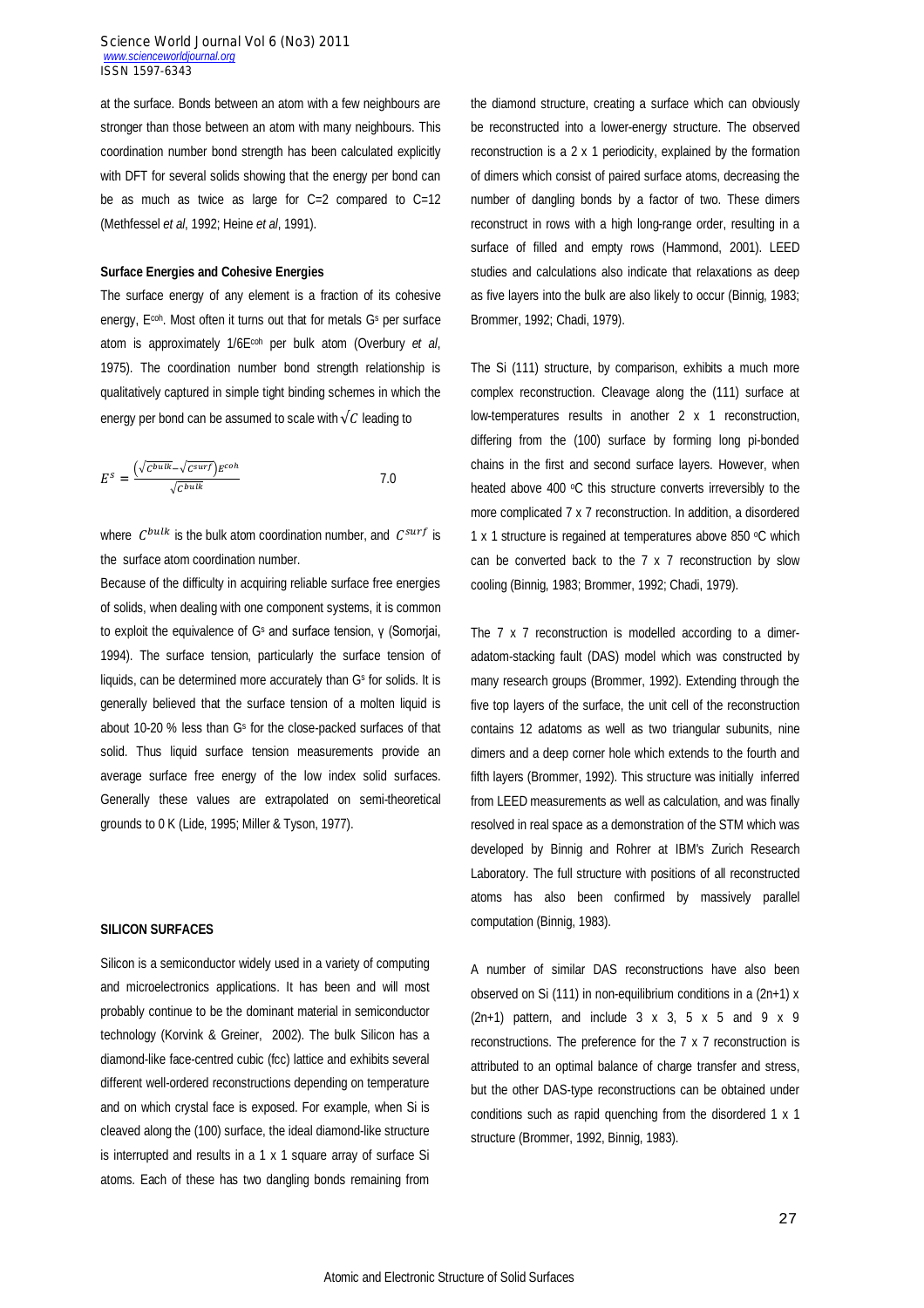at the surface. Bonds between an atom with a few neighbours are stronger than those between an atom with many neighbours. This coordination number bond strength has been calculated explicitly with DFT for several solids showing that the energy per bond can be as much as twice as large for C=2 compared to C=12 (Methfessel *et al*, 1992; Heine *et al*, 1991).

### Surface Energies and Cohesive Energies

The surface energy of any element is a fraction of its cohesive energy, $E^{coh}$. Most often it turns out that for metals $G^s$ per surface atom is approximately $1/6E^{coh}$ per bulk atom (Overbury *et al*, 1975). The coordination number bond strength relationship is qualitatively captured in simple tight binding schemes in which the energy per bond can be assumed to scale with $\sqrt{C}$ leading to

$$E^s = \frac{\left(\sqrt{C^{bulk}} - \sqrt{C^{surf}}\right)E^{coh}}{\sqrt{C^{bulk}}} \qquad 7.0$$

where $C^{bulk}$ is the bulk atom coordination number, and $C^{surf}$ is the surface atom coordination number.

Because of the difficulty in acquiring reliable surface free energies of solids, when dealing with one component systems, it is common to exploit the equivalence of $G^s$ and surface tension, γ (Somorjai, 1994). The surface tension, particularly the surface tension of liquids, can be determined more accurately than $G^s$ for solids. It is generally believed that the surface tension of a molten liquid is about 10-20 % less than $G^s$ for the close-packed surfaces of that solid. Thus liquid surface tension measurements provide an average surface free energy of the low index solid surfaces. Generally these values are extrapolated on semi-theoretical grounds to 0 K (Lide, 1995; Miller & Tyson, 1977).

## SILICON SURFACES

Silicon is a semiconductor widely used in a variety of computing and microelectronics applications. It has been and will most probably continue to be the dominant material in semiconductor technology (Korvink & Greiner, 2002). The bulk Silicon has a diamond-like face-centred cubic (fcc) lattice and exhibits several different well-ordered reconstructions depending on temperature and on which crystal face is exposed. For example, when Si is cleaved along the (100) surface, the ideal diamond-like structure is interrupted and results in a 1 x 1 square array of surface Si atoms. Each of these has two dangling bonds remaining from the diamond structure, creating a surface which can obviously be reconstructed into a lower-energy structure. The observed reconstruction is a 2 x 1 periodicity, explained by the formation of dimers which consist of paired surface atoms, decreasing the number of dangling bonds by a factor of two. These dimers reconstruct in rows with a high long-range order, resulting in a surface of filled and empty rows (Hammond, 2001). LEED studies and calculations also indicate that relaxations as deep as five layers into the bulk are also likely to occur (Binnig, 1983; Brommer, 1992; Chadi, 1979).

The Si (111) structure, by comparison, exhibits a much more complex reconstruction. Cleavage along the (111) surface at low-temperatures results in another 2 x 1 reconstruction, differing from the (100) surface by forming long pi-bonded chains in the first and second surface layers. However, when heated above 400 °C this structure converts irreversibly to the more complicated 7 x 7 reconstruction. In addition, a disordered 1 x 1 structure is regained at temperatures above 850 °C which can be converted back to the 7 x 7 reconstruction by slow cooling (Binnig, 1983; Brommer, 1992; Chadi, 1979).

The 7 x 7 reconstruction is modelled according to a dimer-adatom-stacking fault (DAS) model which was constructed by many research groups (Brommer, 1992). Extending through the five top layers of the surface, the unit cell of the reconstruction contains 12 adatoms as well as two triangular subunits, nine dimers and a deep corner hole which extends to the fourth and fifth layers (Brommer, 1992). This structure was initially inferred from LEED measurements as well as calculation, and was finally resolved in real space as a demonstration of the STM which was developed by Binnig and Rohrer at IBM's Zurich Research Laboratory. The full structure with positions of all reconstructed atoms has also been confirmed by massively parallel computation (Binnig, 1983).

A number of similar DAS reconstructions have also been observed on Si (111) in non-equilibrium conditions in a (2n+1) x (2n+1) pattern, and include 3 x 3, 5 x 5 and 9 x 9 reconstructions. The preference for the 7 x 7 reconstruction is attributed to an optimal balance of charge transfer and stress, but the other DAS-type reconstructions can be obtained under conditions such as rapid quenching from the disordered 1 x 1 structure (Brommer, 1992, Binnig, 1983).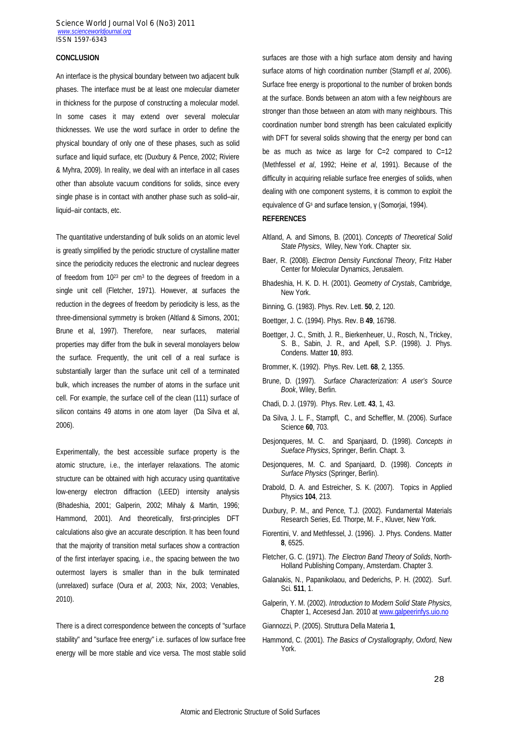## CONCLUSION

An interface is the physical boundary between two adjacent bulk phases. The interface must be at least one molecular diameter in thickness for the purpose of constructing a molecular model. In some cases it may extend over several molecular thicknesses. We use the word surface in order to define the physical boundary of only one of these phases, such as solid surface and liquid surface, etc (Duxbury & Pence, 2002; Riviere & Myhra, 2009). In reality, we deal with an interface in all cases other than absolute vacuum conditions for solids, since every single phase is in contact with another phase such as solid–air, liquid–air contacts, etc.

The quantitative understanding of bulk solids on an atomic level is greatly simplified by the periodic structure of crystalline matter since the periodicity reduces the electronic and nuclear degrees of freedom from $10^{23}$ per $cm^3$ to the degrees of freedom in a single unit cell (Fletcher, 1971). However, at surfaces the reduction in the degrees of freedom by periodicity is less, as the three-dimensional symmetry is broken (Altland & Simons, 2001; Brune et al, 1997). Therefore, near surfaces, material properties may differ from the bulk in several monolayers below the surface. Frequently, the unit cell of a real surface is substantially larger than the surface unit cell of a terminated bulk, which increases the number of atoms in the surface unit cell. For example, the surface cell of the clean (111) surface of silicon contains 49 atoms in one atom layer (Da Silva et al, 2006).

Experimentally, the best accessible surface property is the atomic structure, i.e., the interlayer relaxations. The atomic structure can be obtained with high accuracy using quantitative low-energy electron diffraction (LEED) intensity analysis (Bhadeshia, 2001; Galperin, 2002; Mihaly & Martin, 1996; Hammond, 2001). And theoretically, first-principles DFT calculations also give an accurate description. It has been found that the majority of transition metal surfaces show a contraction of the first interlayer spacing, i.e., the spacing between the two outermost layers is smaller than in the bulk terminated (unrelaxed) surface (Oura *et al*, 2003; Nix, 2003; Venables, 2010).

There is a direct correspondence between the concepts of "surface stability" and "surface free energy" i.e. surfaces of low surface free energy will be more stable and vice versa. The most stable solid surfaces are those with a high surface atom density and having surface atoms of high coordination number (Stampfl *et al*, 2006). Surface free energy is proportional to the number of broken bonds at the surface. Bonds between an atom with a few neighbours are stronger than those between an atom with many neighbours. This coordination number bond strength has been calculated explicitly with DFT for several solids showing that the energy per bond can be as much as twice as large for C=2 compared to C=12 (Methfessel *et al*, 1992; Heine *et al*, 1991). Because of the difficulty in acquiring reliable surface free energies of solids, when dealing with one component systems, it is common to exploit the equivalence of $G^s$ and surface tension, $\gamma$ (Somorjai, 1994).

## REFERENCES

Altland, A. and Simons, B. (2001). *Concepts of Theoretical Solid State Physics*, Wiley, New York. Chapter six.

Baer, R. (2008). *Electron Density Functional Theory*, Fritz Haber Center for Molecular Dynamics, Jerusalem.

Bhadeshia, H. K. D. H. (2001). *Geometry of Crystals*, Cambridge, New York.

Binning, G. (1983). Phys. Rev. Lett. **50**, 2, 120.

Boettger, J. C. (1994). Phys. Rev. B **49**, 16798.

Boettger, J. C., Smith, J. R., Bierkenheuer, U., Rosch, N., Trickey, S. B., Sabin, J. R., and Apell, S.P. (1998). J. Phys. Condens. Matter **10**, 893.

Brommer, K. (1992). Phys. Rev. Lett. **68**, 2, 1355.

Brune, D. (1997). *Surface Characterization: A user's Source Book*, Wiley, Berlin.

Chadi, D. J. (1979). Phys. Rev. Lett. **43**, 1, 43.

Da Silva, J. L. F., Stampfl, C., and Scheffler, M. (2006). Surface Science **60**, 703.

Desjonqueres, M. C. and Spanjaard, D. (1998). *Concepts in Sueface Physics*, Springer, Berlin. Chapt. 3.

Desjonqueres, M. C. and Spanjaard, D. (1998). *Concepts in Surface Physics* (Springer, Berlin).

Drabold, D. A. and Estreicher, S. K. (2007). Topics in Applied Physics **104**, 213.

Duxbury, P. M., and Pence, T.J. (2002). Fundamental Materials Research Series, Ed. Thorpe, M. F., Kluver, New York.

Fiorentini, V. and Methfessel, J. (1996). J. Phys. Condens. Matter **8**, 6525.

Fletcher, G. C. (1971). *The Electron Band Theory of Solids*, North-Holland Publishing Company, Amsterdam. Chapter 3.

Galanakis, N., Papanikolaou, and Dederichs, P. H. (2002). Surf. Sci. **511**, 1.

Galperin, Y. M. (2002). *Introduction to Modern Solid State Physics*, Chapter 1, Accesesd Jan. 2010 at www.galpeerinfys.uio.no

Giannozzi, P. (2005). Struttura Della Materia **1**,

Hammond, C. (2001). *The Basics of Crystallography, Oxford*, New York.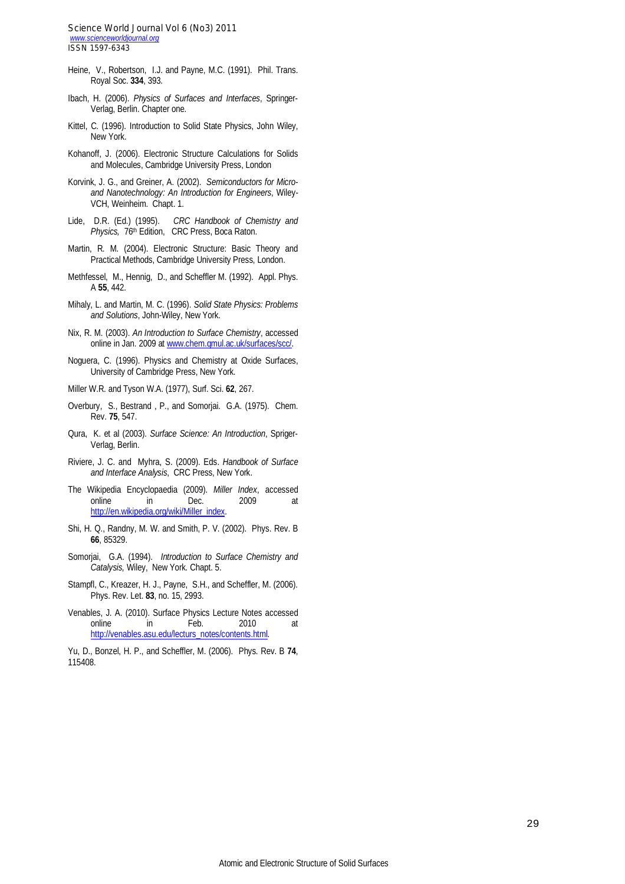Heine, V., Robertson, I.J. and Payne, M.C. (1991). Phil. Trans. Royal Soc. **334**, 393.

Ibach, H. (2006). *Physics of Surfaces and Interfaces*, Springer-Verlag, Berlin. Chapter one.

Kittel, C. (1996). Introduction to Solid State Physics, John Wiley, New York.

Kohanoff, J. (2006). Electronic Structure Calculations for Solids and Molecules, Cambridge University Press, London

Korvink, J. G., and Greiner, A. (2002). *Semiconductors for Micro- and Nanotechnology: An Introduction for Engineers*, Wiley-VCH, Weinheim. Chapt. 1.

Lide, D.R. (Ed.) (1995). *CRC Handbook of Chemistry and Physics,* 76th Edition, CRC Press, Boca Raton.

Martin, R. M. (2004). Electronic Structure: Basic Theory and Practical Methods, Cambridge University Press, London.

Methfessel, M., Hennig, D., and Scheffler M. (1992). Appl. Phys. A **55**, 442.

Mihaly, L. and Martin, M. C. (1996). *Solid State Physics: Problems and Solutions*, John-Wiley, New York.

Nix, R. M. (2003). *An Introduction to Surface Chemistry*, accessed online in Jan. 2009 at www.chem.qmul.ac.uk/surfaces/scc/.

Noguera, C. (1996). Physics and Chemistry at Oxide Surfaces, University of Cambridge Press, New York.

Miller W.R. and Tyson W.A. (1977), Surf. Sci. **62**, 267.

Overbury, S., Bestrand , P., and Somorjai. G.A. (1975). Chem. Rev. **75**, 547.

Qura, K. et al (2003). *Surface Science: An Introduction*, Spriger-Verlag, Berlin.

Riviere, J. C. and Myhra, S. (2009). Eds. *Handbook of Surface and Interface Analysis*, CRC Press, New York.

The Wikipedia Encyclopaedia (2009). *Miller Index*, accessed online in Dec. 2009 at http://en.wikipedia.org/wiki/Miller_index.

Shi, H. Q., Randny, M. W. and Smith, P. V. (2002). Phys. Rev. B **66**, 85329.

Somorjai, G.A. (1994). *Introduction to Surface Chemistry and Catalysis,* Wiley, New York. Chapt. 5.

Stampfl, C., Kreazer, H. J., Payne, S.H., and Scheffler, M. (2006). Phys. Rev. Let. **83**, no. 15, 2993.

Venables, J. A. (2010). Surface Physics Lecture Notes accessed online in Feb. 2010 at http://venables.asu.edu/lectures_notes/contents.html.

Yu, D., Bonzel, H. P., and Scheffler, M. (2006). Phys. Rev. B **74**, 115408.